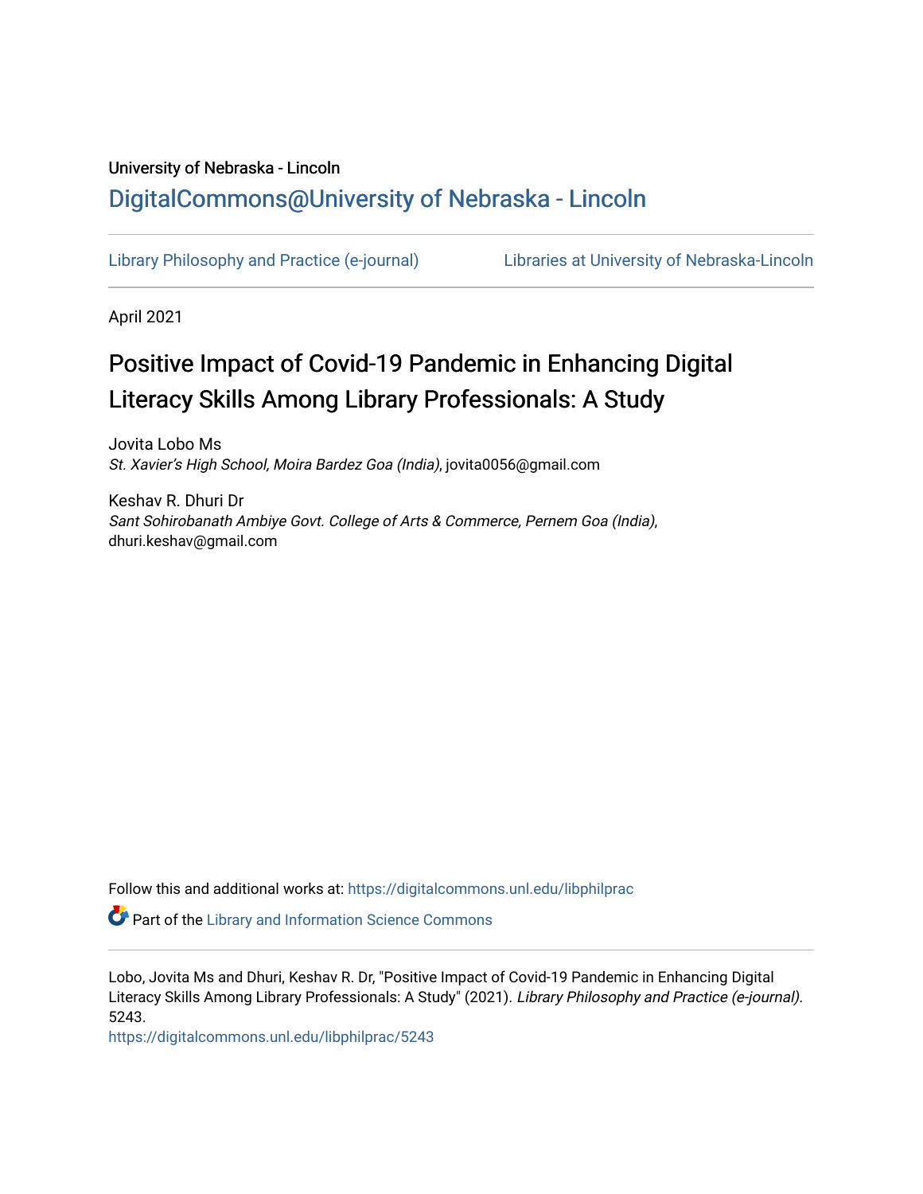University of Nebraska - Lincoln

## DigitalCommons@University of Nebraska - Lincoln

Library Philosophy and Practice (e-journal) Libraries at University of Nebraska-Lincoln

April 2021

# Positive Impact of Covid-19 Pandemic in Enhancing Digital Literacy Skills Among Library Professionals: A Study

Jovita Lobo Ms
*St. Xavier's High School, Moira Bardez Goa (India)*, jovita0056@gmail.com

Keshav R. Dhuri Dr
*Sant Sohirobanath Ambiye Govt. College of Arts & Commerce, Pernem Goa (India)*, dhuri.keshav@gmail.com

Follow this and additional works at: https://digitalcommons.unl.edu/libphilprac

Part of the Library and Information Science Commons

Lobo, Jovita Ms and Dhuri, Keshav R. Dr, "Positive Impact of Covid-19 Pandemic in Enhancing Digital Literacy Skills Among Library Professionals: A Study" (2021). *Library Philosophy and Practice (e-journal)*. 5243.
https://digitalcommons.unl.edu/libphilprac/5243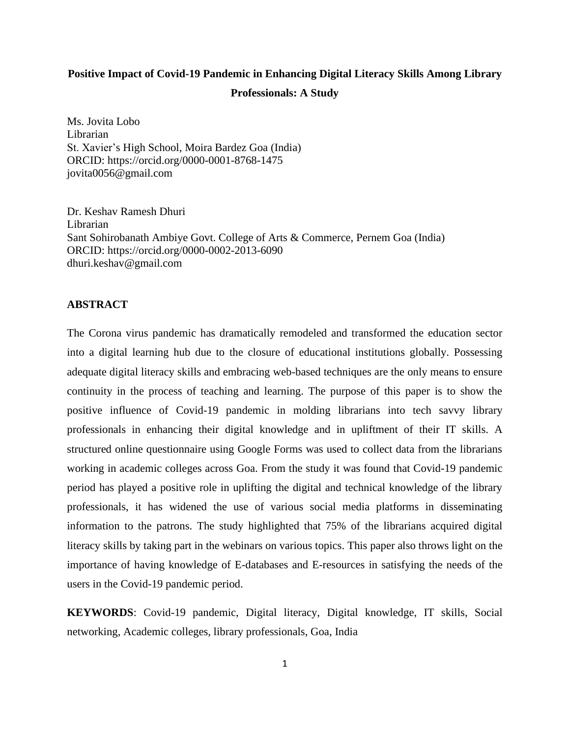# Positive Impact of Covid-19 Pandemic in Enhancing Digital Literacy Skills Among Library Professionals: A Study

Ms. Jovita Lobo
Librarian
St. Xavier's High School, Moira Bardez Goa (India)
ORCID: https://orcid.org/0000-0001-8768-1475
jovita0056@gmail.com

Dr. Keshav Ramesh Dhuri
Librarian
Sant Sohirobanath Ambiye Govt. College of Arts & Commerce, Pernem Goa (India)
ORCID: https://orcid.org/0000-0002-2013-6090
dhuri.keshav@gmail.com

## ABSTRACT

The Corona virus pandemic has dramatically remodeled and transformed the education sector into a digital learning hub due to the closure of educational institutions globally. Possessing adequate digital literacy skills and embracing web-based techniques are the only means to ensure continuity in the process of teaching and learning. The purpose of this paper is to show the positive influence of Covid-19 pandemic in molding librarians into tech savvy library professionals in enhancing their digital knowledge and in upliftment of their IT skills. A structured online questionnaire using Google Forms was used to collect data from the librarians working in academic colleges across Goa. From the study it was found that Covid-19 pandemic period has played a positive role in uplifting the digital and technical knowledge of the library professionals, it has widened the use of various social media platforms in disseminating information to the patrons. The study highlighted that 75% of the librarians acquired digital literacy skills by taking part in the webinars on various topics. This paper also throws light on the importance of having knowledge of E-databases and E-resources in satisfying the needs of the users in the Covid-19 pandemic period.

**KEYWORDS**: Covid-19 pandemic, Digital literacy, Digital knowledge, IT skills, Social networking, Academic colleges, library professionals, Goa, India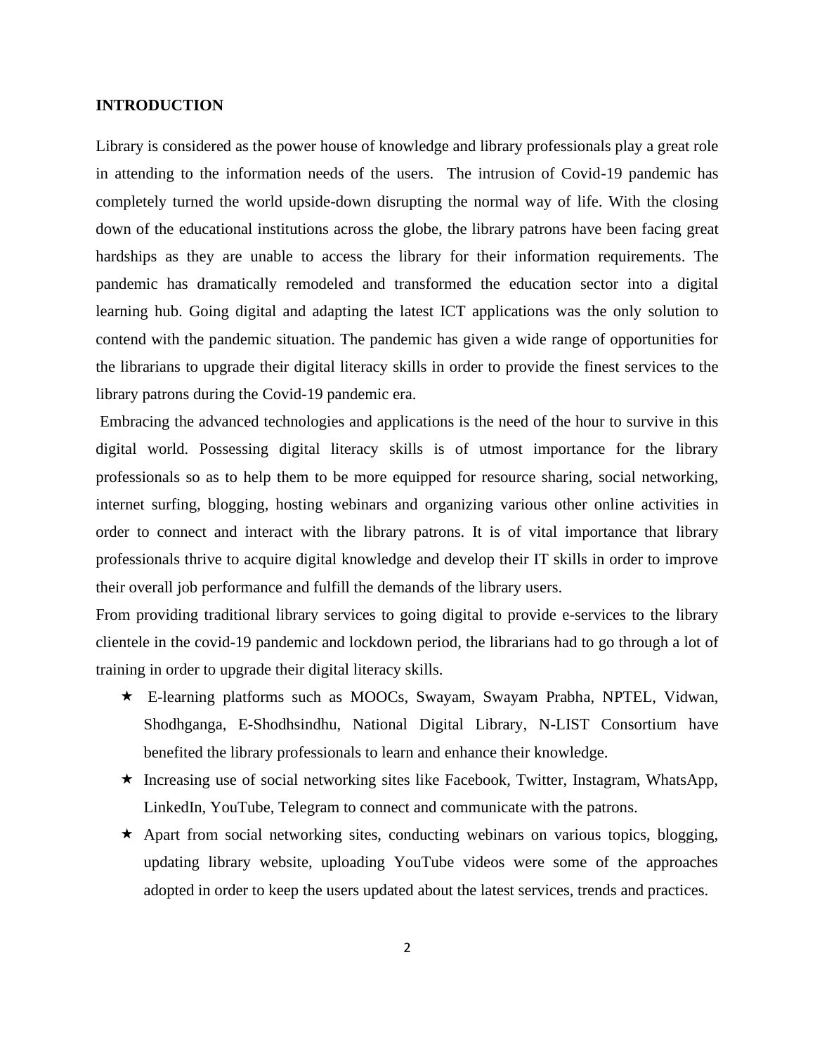**INTRODUCTION**

Library is considered as the power house of knowledge and library professionals play a great role in attending to the information needs of the users. The intrusion of Covid-19 pandemic has completely turned the world upside-down disrupting the normal way of life. With the closing down of the educational institutions across the globe, the library patrons have been facing great hardships as they are unable to access the library for their information requirements. The pandemic has dramatically remodeled and transformed the education sector into a digital learning hub. Going digital and adapting the latest ICT applications was the only solution to contend with the pandemic situation. The pandemic has given a wide range of opportunities for the librarians to upgrade their digital literacy skills in order to provide the finest services to the library patrons during the Covid-19 pandemic era.

Embracing the advanced technologies and applications is the need of the hour to survive in this digital world. Possessing digital literacy skills is of utmost importance for the library professionals so as to help them to be more equipped for resource sharing, social networking, internet surfing, blogging, hosting webinars and organizing various other online activities in order to connect and interact with the library patrons. It is of vital importance that library professionals thrive to acquire digital knowledge and develop their IT skills in order to improve their overall job performance and fulfill the demands of the library users.

From providing traditional library services to going digital to provide e-services to the library clientele in the covid-19 pandemic and lockdown period, the librarians had to go through a lot of training in order to upgrade their digital literacy skills.

- E-learning platforms such as MOOCs, Swayam, Swayam Prabha, NPTEL, Vidwan, Shodhganga, E-Shodhsindhu, National Digital Library, N-LIST Consortium have benefited the library professionals to learn and enhance their knowledge.
- Increasing use of social networking sites like Facebook, Twitter, Instagram, WhatsApp, LinkedIn, YouTube, Telegram to connect and communicate with the patrons.
- Apart from social networking sites, conducting webinars on various topics, blogging, updating library website, uploading YouTube videos were some of the approaches adopted in order to keep the users updated about the latest services, trends and practices.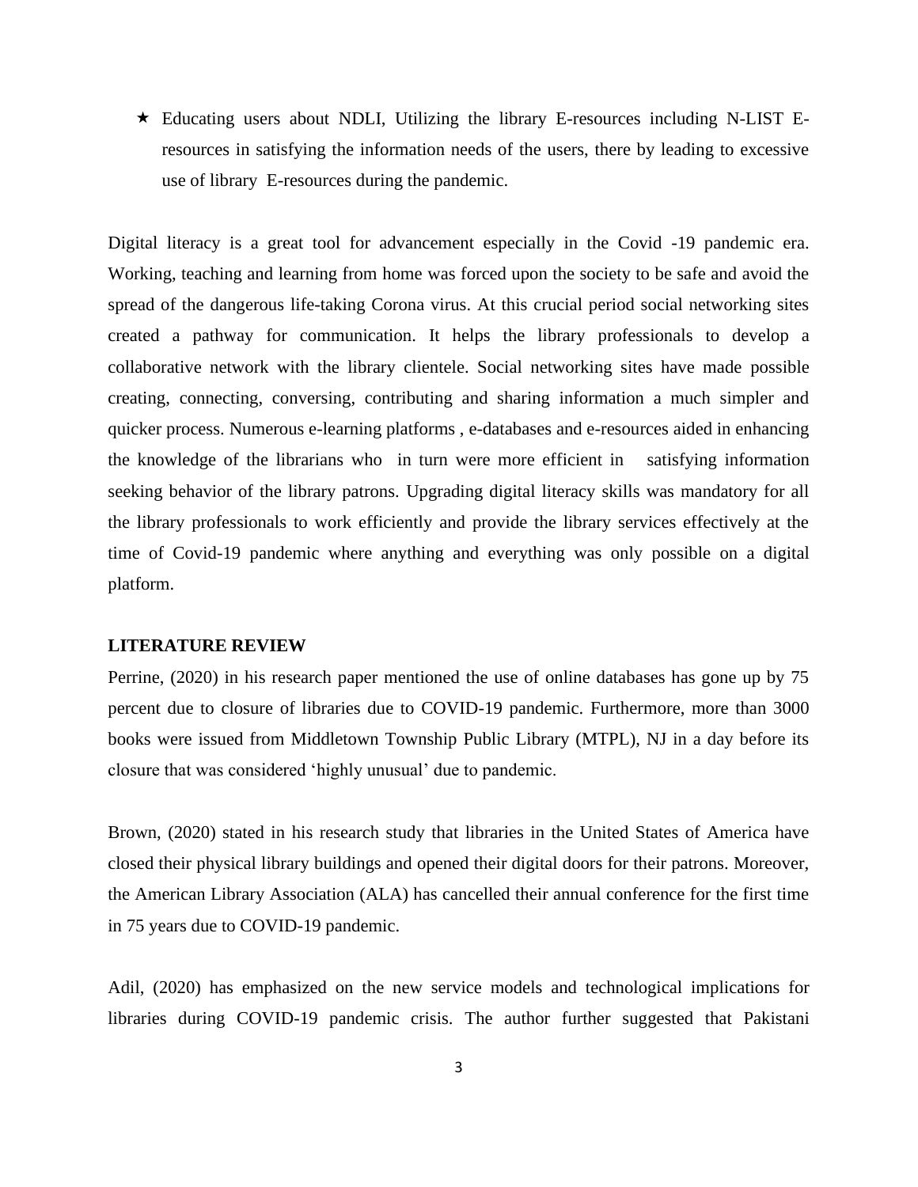- Educating users about NDLI, Utilizing the library E-resources including N-LIST E-resources in satisfying the information needs of the users, there by leading to excessive use of library E-resources during the pandemic.

Digital literacy is a great tool for advancement especially in the Covid -19 pandemic era. Working, teaching and learning from home was forced upon the society to be safe and avoid the spread of the dangerous life-taking Corona virus. At this crucial period social networking sites created a pathway for communication. It helps the library professionals to develop a collaborative network with the library clientele. Social networking sites have made possible creating, connecting, conversing, contributing and sharing information a much simpler and quicker process. Numerous e-learning platforms , e-databases and e-resources aided in enhancing the knowledge of the librarians who in turn were more efficient in satisfying information seeking behavior of the library patrons. Upgrading digital literacy skills was mandatory for all the library professionals to work efficiently and provide the library services effectively at the time of Covid-19 pandemic where anything and everything was only possible on a digital platform.

**LITERATURE REVIEW**

Perrine, (2020) in his research paper mentioned the use of online databases has gone up by 75 percent due to closure of libraries due to COVID-19 pandemic. Furthermore, more than 3000 books were issued from Middletown Township Public Library (MTPL), NJ in a day before its closure that was considered 'highly unusual' due to pandemic.

Brown, (2020) stated in his research study that libraries in the United States of America have closed their physical library buildings and opened their digital doors for their patrons. Moreover, the American Library Association (ALA) has cancelled their annual conference for the first time in 75 years due to COVID-19 pandemic.

Adil, (2020) has emphasized on the new service models and technological implications for libraries during COVID-19 pandemic crisis. The author further suggested that Pakistani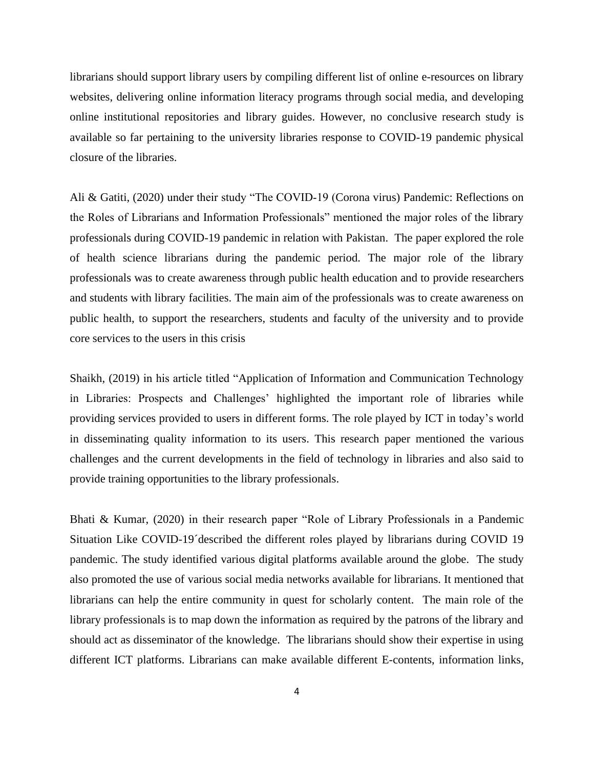librarians should support library users by compiling different list of online e-resources on library websites, delivering online information literacy programs through social media, and developing online institutional repositories and library guides. However, no conclusive research study is available so far pertaining to the university libraries response to COVID-19 pandemic physical closure of the libraries.

Ali & Gatiti, (2020) under their study "The COVID-19 (Corona virus) Pandemic: Reflections on the Roles of Librarians and Information Professionals" mentioned the major roles of the library professionals during COVID-19 pandemic in relation with Pakistan. The paper explored the role of health science librarians during the pandemic period. The major role of the library professionals was to create awareness through public health education and to provide researchers and students with library facilities. The main aim of the professionals was to create awareness on public health, to support the researchers, students and faculty of the university and to provide core services to the users in this crisis

Shaikh, (2019) in his article titled "Application of Information and Communication Technology in Libraries: Prospects and Challenges' highlighted the important role of libraries while providing services provided to users in different forms. The role played by ICT in today's world in disseminating quality information to its users. This research paper mentioned the various challenges and the current developments in the field of technology in libraries and also said to provide training opportunities to the library professionals.

Bhati & Kumar, (2020) in their research paper "Role of Library Professionals in a Pandemic Situation Like COVID-19´described the different roles played by librarians during COVID 19 pandemic. The study identified various digital platforms available around the globe. The study also promoted the use of various social media networks available for librarians. It mentioned that librarians can help the entire community in quest for scholarly content. The main role of the library professionals is to map down the information as required by the patrons of the library and should act as disseminator of the knowledge. The librarians should show their expertise in using different ICT platforms. Librarians can make available different E-contents, information links,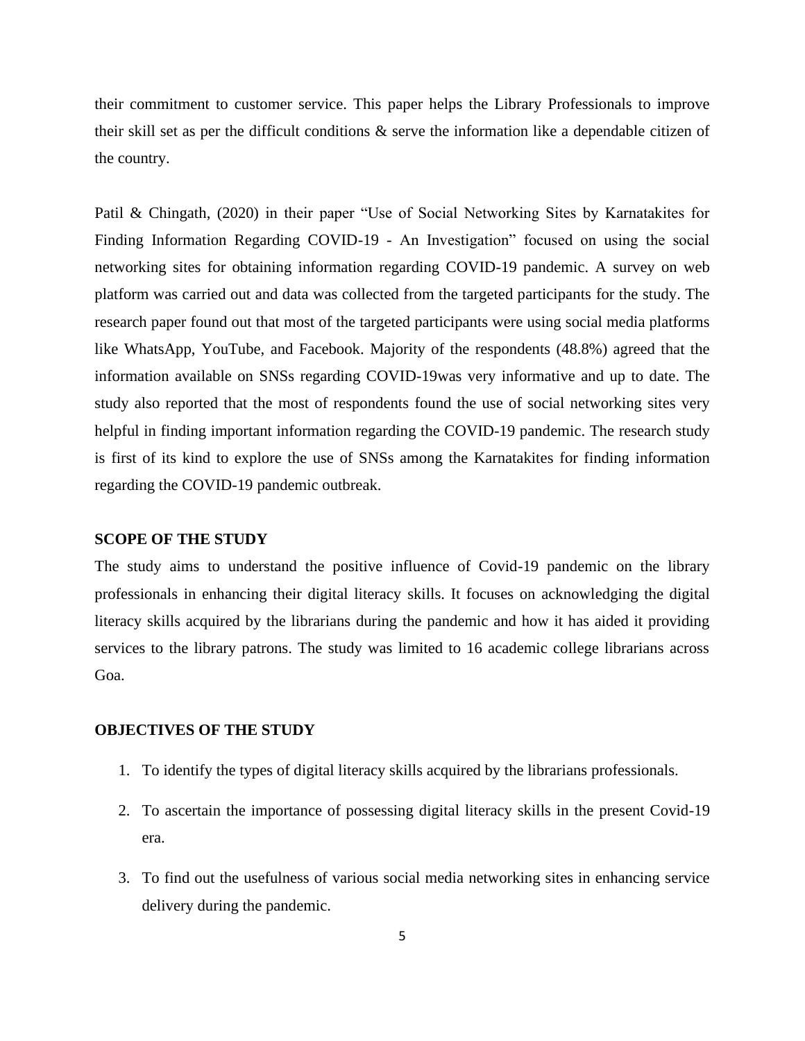their commitment to customer service. This paper helps the Library Professionals to improve their skill set as per the difficult conditions & serve the information like a dependable citizen of the country.

Patil & Chingath, (2020) in their paper "Use of Social Networking Sites by Karnatakites for Finding Information Regarding COVID-19 - An Investigation" focused on using the social networking sites for obtaining information regarding COVID-19 pandemic. A survey on web platform was carried out and data was collected from the targeted participants for the study. The research paper found out that most of the targeted participants were using social media platforms like WhatsApp, YouTube, and Facebook. Majority of the respondents (48.8%) agreed that the information available on SNSs regarding COVID-19was very informative and up to date. The study also reported that the most of respondents found the use of social networking sites very helpful in finding important information regarding the COVID-19 pandemic. The research study is first of its kind to explore the use of SNSs among the Karnatakites for finding information regarding the COVID-19 pandemic outbreak.

## SCOPE OF THE STUDY

The study aims to understand the positive influence of Covid-19 pandemic on the library professionals in enhancing their digital literacy skills. It focuses on acknowledging the digital literacy skills acquired by the librarians during the pandemic and how it has aided it providing services to the library patrons. The study was limited to 16 academic college librarians across Goa.

## OBJECTIVES OF THE STUDY

1. To identify the types of digital literacy skills acquired by the librarians professionals.
2. To ascertain the importance of possessing digital literacy skills in the present Covid-19 era.
3. To find out the usefulness of various social media networking sites in enhancing service delivery during the pandemic.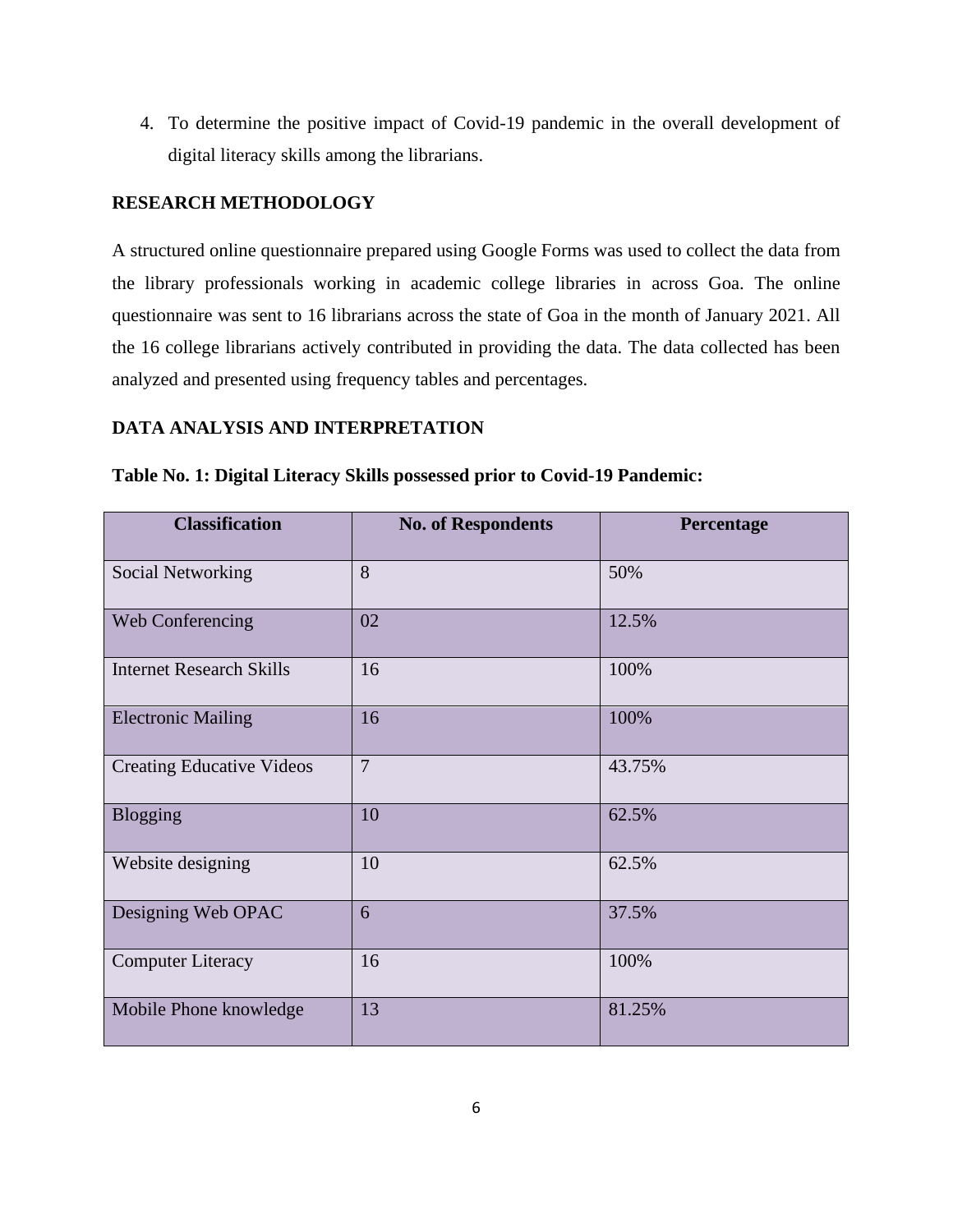4. To determine the positive impact of Covid-19 pandemic in the overall development of digital literacy skills among the librarians.

## RESEARCH METHODOLOGY

A structured online questionnaire prepared using Google Forms was used to collect the data from the library professionals working in academic college libraries in across Goa. The online questionnaire was sent to 16 librarians across the state of Goa in the month of January 2021. All the 16 college librarians actively contributed in providing the data. The data collected has been analyzed and presented using frequency tables and percentages.

## DATA ANALYSIS AND INTERPRETATION

**Table No. 1: Digital Literacy Skills possessed prior to Covid-19 Pandemic:**

| Classification | No. of Respondents | Percentage |
|---|---|---|
| Social Networking | 8 | 50% |
| Web Conferencing | 02 | 12.5% |
| Internet Research Skills | 16 | 100% |
| Electronic Mailing | 16 | 100% |
| Creating Educative Videos | 7 | 43.75% |
| Blogging | 10 | 62.5% |
| Website designing | 10 | 62.5% |
| Designing Web OPAC | 6 | 37.5% |
| Computer Literacy | 16 | 100% |
| Mobile Phone knowledge | 13 | 81.25% |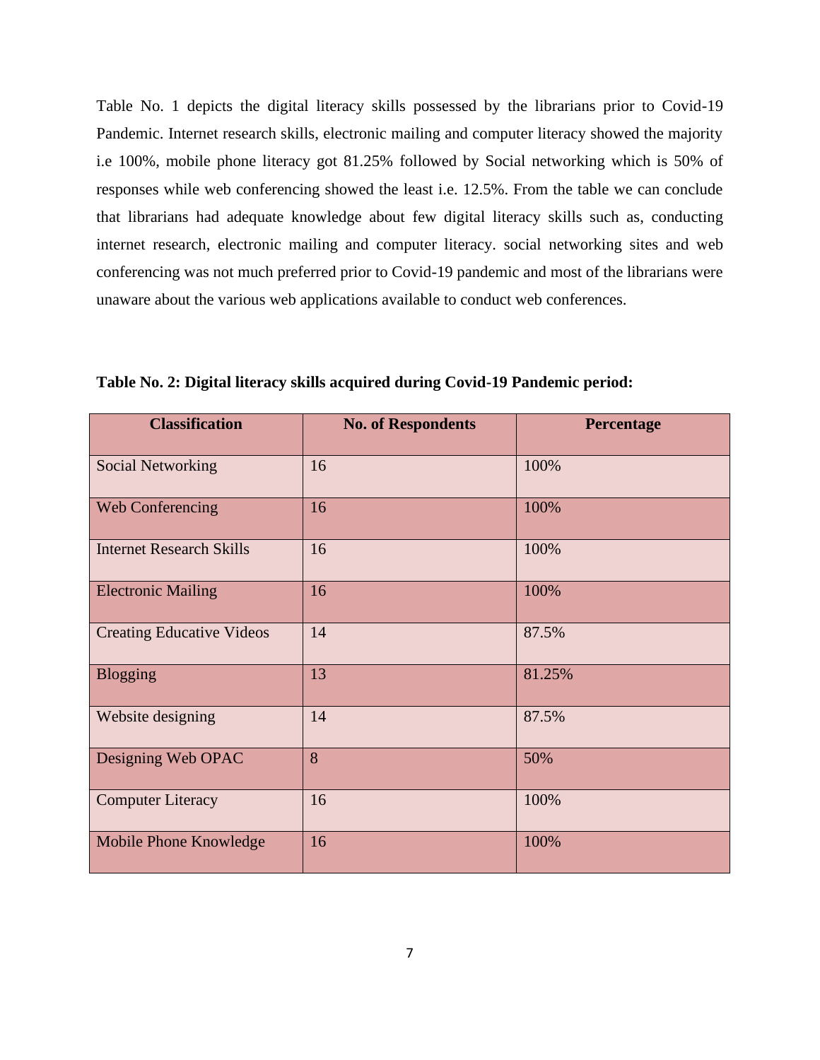Table No. 1 depicts the digital literacy skills possessed by the librarians prior to Covid-19 Pandemic. Internet research skills, electronic mailing and computer literacy showed the majority i.e 100%, mobile phone literacy got 81.25% followed by Social networking which is 50% of responses while web conferencing showed the least i.e. 12.5%. From the table we can conclude that librarians had adequate knowledge about few digital literacy skills such as, conducting internet research, electronic mailing and computer literacy. social networking sites and web conferencing was not much preferred prior to Covid-19 pandemic and most of the librarians were unaware about the various web applications available to conduct web conferences.

**Table No. 2: Digital literacy skills acquired during Covid-19 Pandemic period:**

| Classification | No. of Respondents | Percentage |
|---|---|---|
| Social Networking | 16 | 100% |
| Web Conferencing | 16 | 100% |
| Internet Research Skills | 16 | 100% |
| Electronic Mailing | 16 | 100% |
| Creating Educative Videos | 14 | 87.5% |
| Blogging | 13 | 81.25% |
| Website designing | 14 | 87.5% |
| Designing Web OPAC | 8 | 50% |
| Computer Literacy | 16 | 100% |
| Mobile Phone Knowledge | 16 | 100% |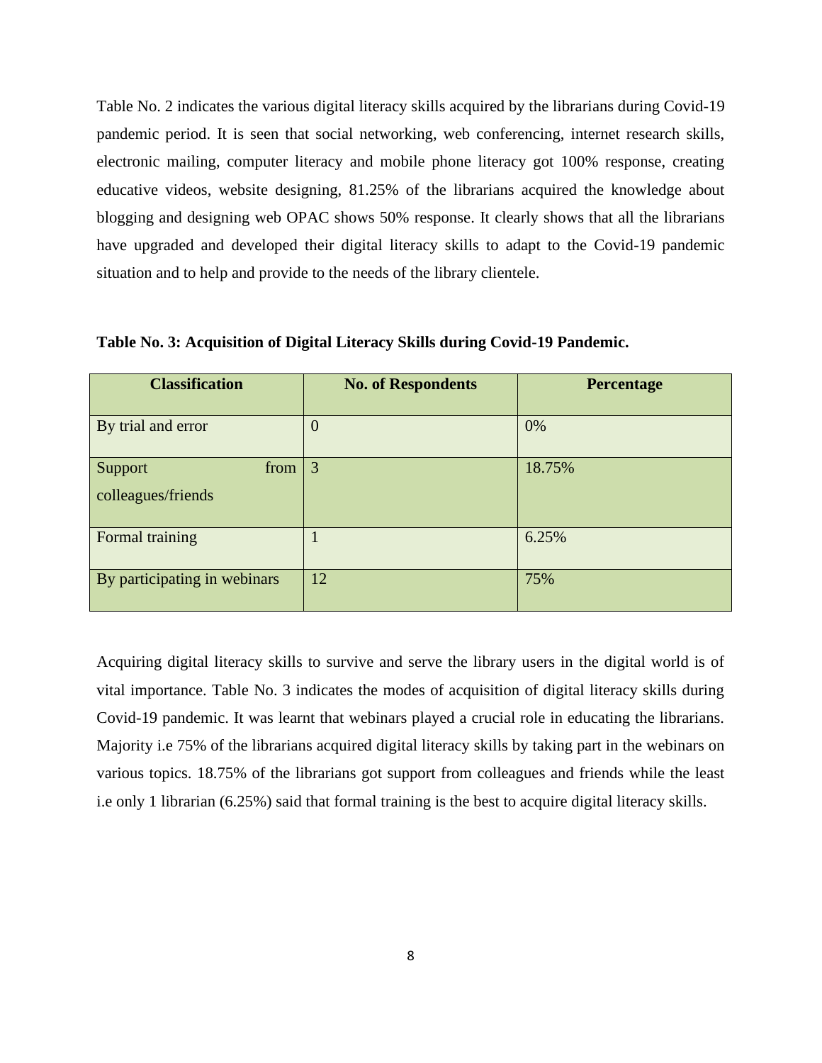Table No. 2 indicates the various digital literacy skills acquired by the librarians during Covid-19 pandemic period. It is seen that social networking, web conferencing, internet research skills, electronic mailing, computer literacy and mobile phone literacy got 100% response, creating educative videos, website designing, 81.25% of the librarians acquired the knowledge about blogging and designing web OPAC shows 50% response. It clearly shows that all the librarians have upgraded and developed their digital literacy skills to adapt to the Covid-19 pandemic situation and to help and provide to the needs of the library clientele.

**Table No. 3: Acquisition of Digital Literacy Skills during Covid-19 Pandemic.**

| Classification | No. of Respondents | Percentage |
|---|---|---|
| By trial and error | 0 | 0% |
| Support from colleagues/friends | 3 | 18.75% |
| Formal training | 1 | 6.25% |
| By participating in webinars | 12 | 75% |

Acquiring digital literacy skills to survive and serve the library users in the digital world is of vital importance. Table No. 3 indicates the modes of acquisition of digital literacy skills during Covid-19 pandemic. It was learnt that webinars played a crucial role in educating the librarians. Majority i.e 75% of the librarians acquired digital literacy skills by taking part in the webinars on various topics. 18.75% of the librarians got support from colleagues and friends while the least i.e only 1 librarian (6.25%) said that formal training is the best to acquire digital literacy skills.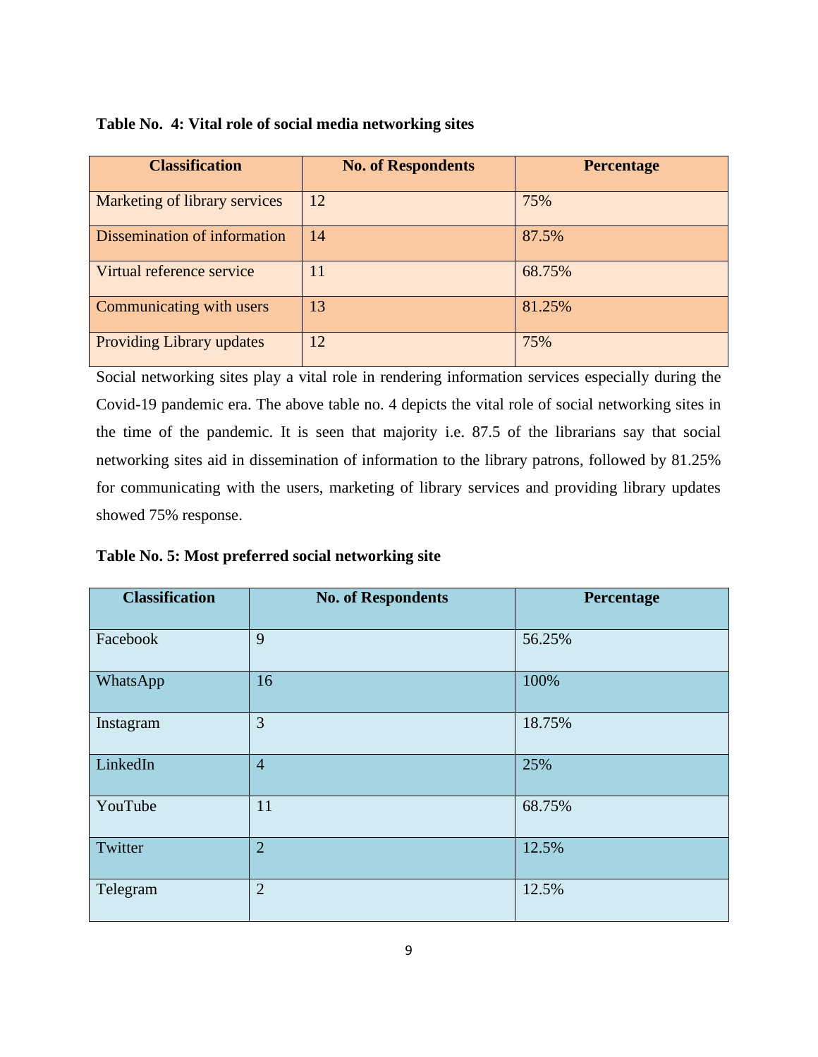**Table No. 4: Vital role of social media networking sites**

| Classification | No. of Respondents | Percentage |
| --- | --- | --- |
| Marketing of library services | 12 | 75% |
| Dissemination of information | 14 | 87.5% |
| Virtual reference service | 11 | 68.75% |
| Communicating with users | 13 | 81.25% |
| Providing Library updates | 12 | 75% |

Social networking sites play a vital role in rendering information services especially during the Covid-19 pandemic era. The above table no. 4 depicts the vital role of social networking sites in the time of the pandemic. It is seen that majority i.e. 87.5 of the librarians say that social networking sites aid in dissemination of information to the library patrons, followed by 81.25% for communicating with the users, marketing of library services and providing library updates showed 75% response.

**Table No. 5: Most preferred social networking site**

| Classification | No. of Respondents | Percentage |
| --- | --- | --- |
| Facebook | 9 | 56.25% |
| WhatsApp | 16 | 100% |
| Instagram | 3 | 18.75% |
| LinkedIn | 4 | 25% |
| YouTube | 11 | 68.75% |
| Twitter | 2 | 12.5% |
| Telegram | 2 | 12.5% |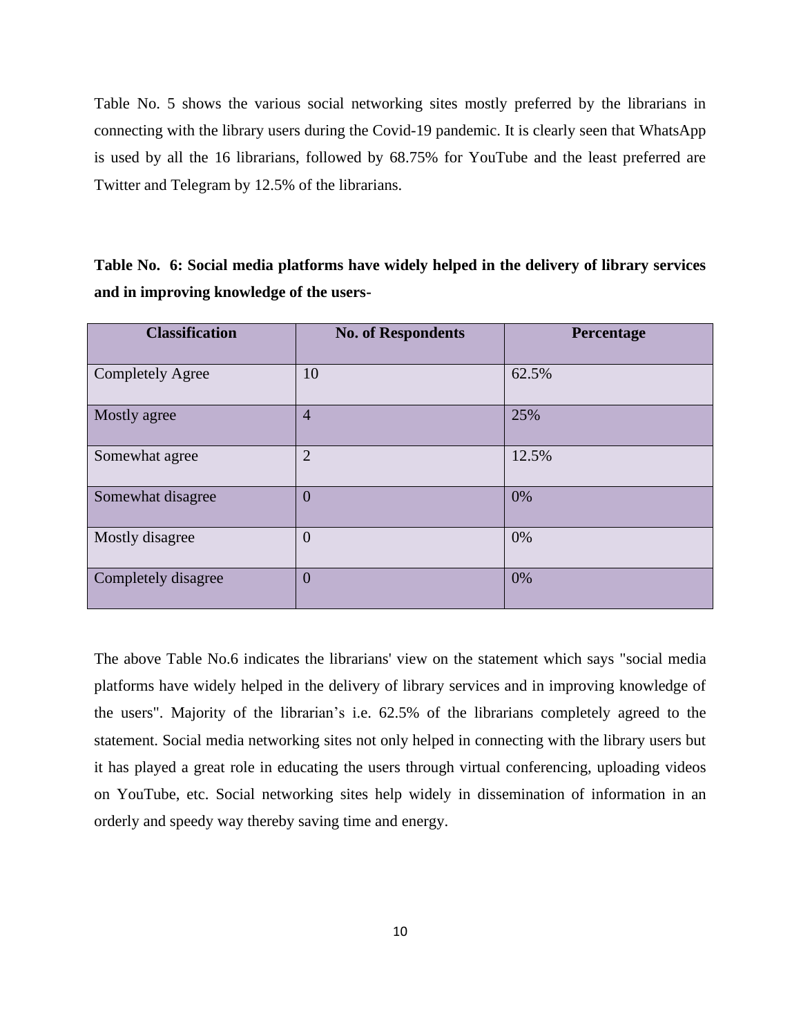Table No. 5 shows the various social networking sites mostly preferred by the librarians in connecting with the library users during the Covid-19 pandemic. It is clearly seen that WhatsApp is used by all the 16 librarians, followed by 68.75% for YouTube and the least preferred are Twitter and Telegram by 12.5% of the librarians.

**Table No. 6: Social media platforms have widely helped in the delivery of library services and in improving knowledge of the users-**

| Classification | No. of Respondents | Percentage |
| --- | --- | --- |
| Completely Agree | 10 | 62.5% |
| Mostly agree | 4 | 25% |
| Somewhat agree | 2 | 12.5% |
| Somewhat disagree | 0 | 0% |
| Mostly disagree | 0 | 0% |
| Completely disagree | 0 | 0% |

The above Table No.6 indicates the librarians' view on the statement which says "social media platforms have widely helped in the delivery of library services and in improving knowledge of the users". Majority of the librarian's i.e. 62.5% of the librarians completely agreed to the statement. Social media networking sites not only helped in connecting with the library users but it has played a great role in educating the users through virtual conferencing, uploading videos on YouTube, etc. Social networking sites help widely in dissemination of information in an orderly and speedy way thereby saving time and energy.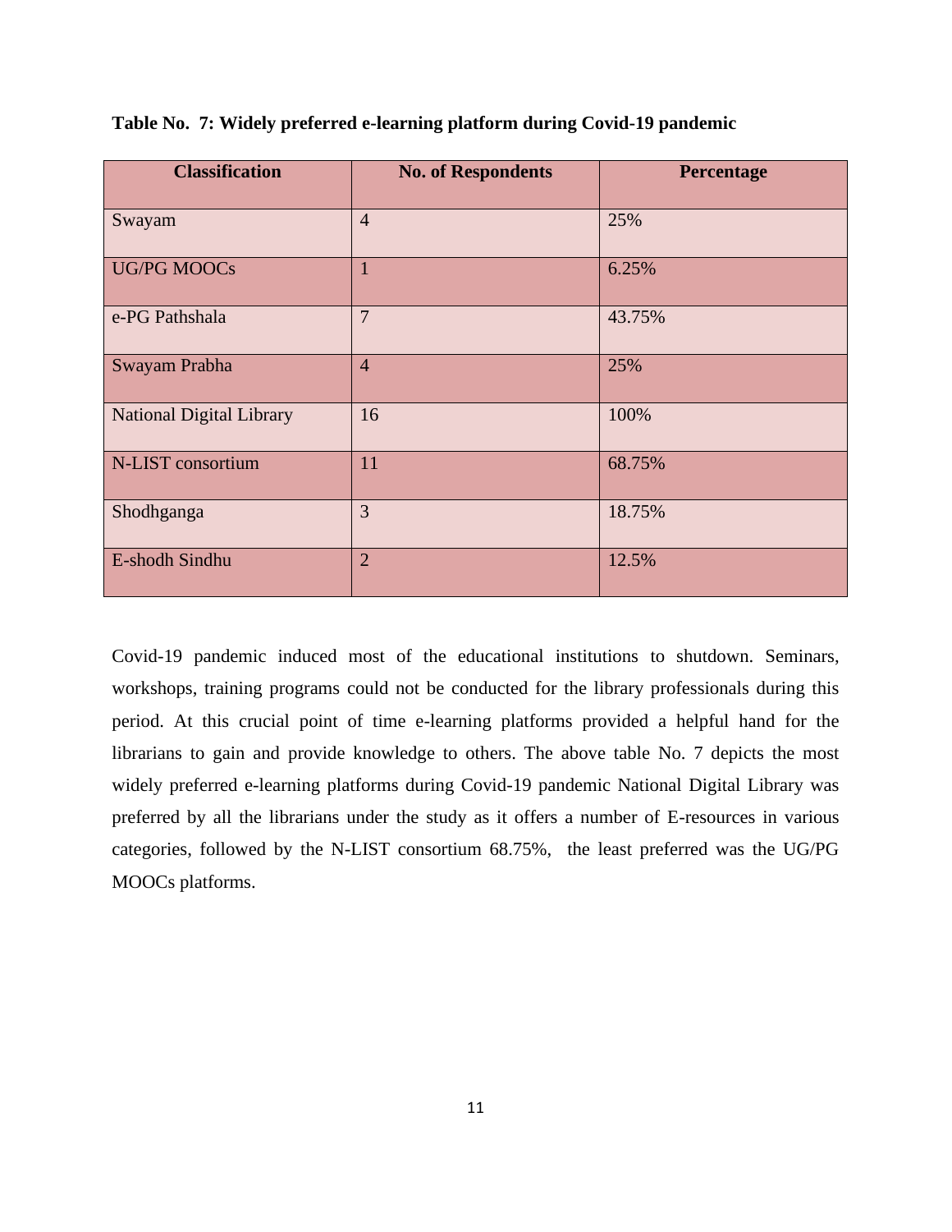**Table No. 7: Widely preferred e-learning platform during Covid-19 pandemic**

| Classification | No. of Respondents | Percentage |
|---|---|---|
| Swayam | 4 | 25% |
| UG/PG MOOCs | 1 | 6.25% |
| e-PG Pathshala | 7 | 43.75% |
| Swayam Prabha | 4 | 25% |
| National Digital Library | 16 | 100% |
| N-LIST consortium | 11 | 68.75% |
| Shodhganga | 3 | 18.75% |
| E-shodh Sindhu | 2 | 12.5% |

Covid-19 pandemic induced most of the educational institutions to shutdown. Seminars, workshops, training programs could not be conducted for the library professionals during this period. At this crucial point of time e-learning platforms provided a helpful hand for the librarians to gain and provide knowledge to others. The above table No. 7 depicts the most widely preferred e-learning platforms during Covid-19 pandemic National Digital Library was preferred by all the librarians under the study as it offers a number of E-resources in various categories, followed by the N-LIST consortium 68.75%, the least preferred was the UG/PG MOOCs platforms.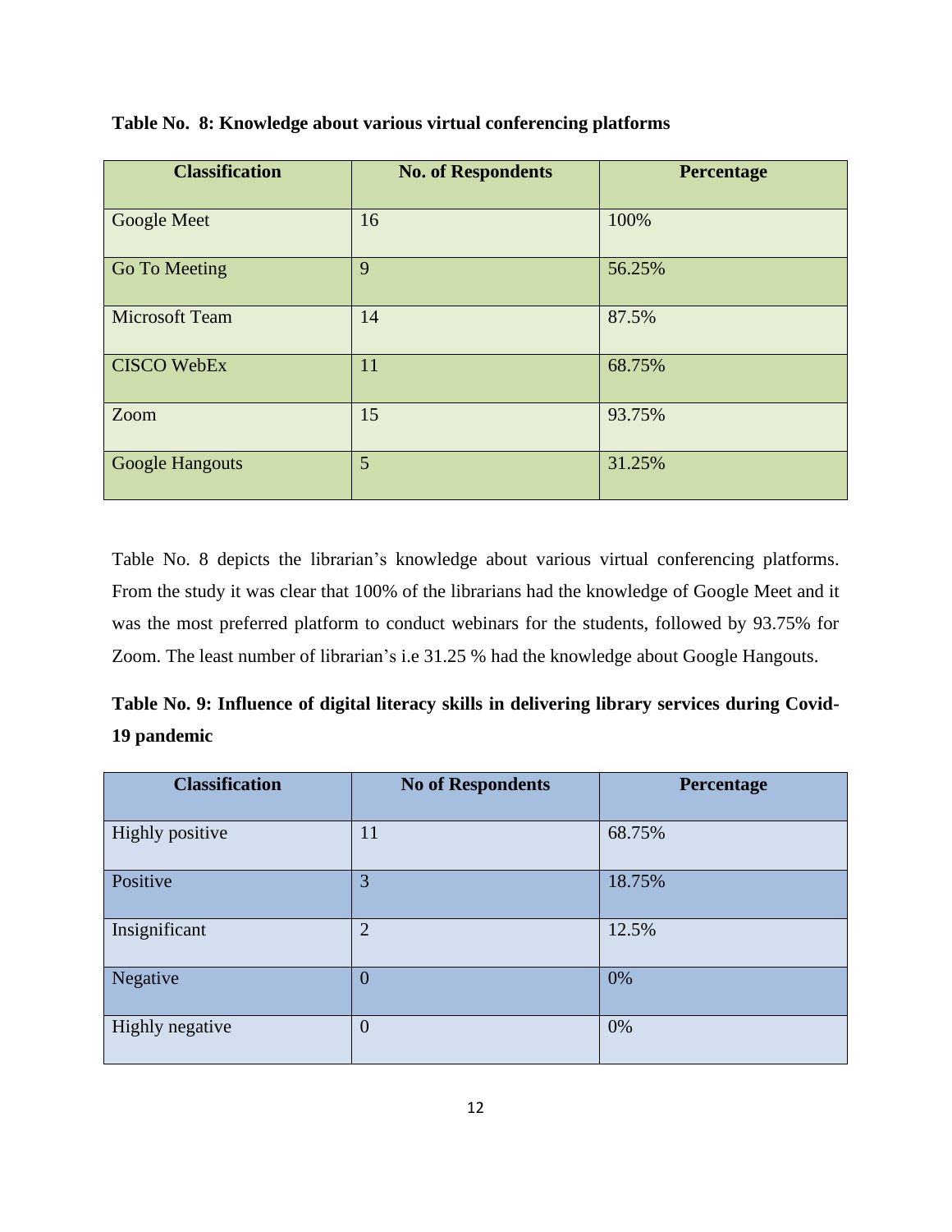**Table No. 8: Knowledge about various virtual conferencing platforms**

| Classification | No. of Respondents | Percentage |
| --- | --- | --- |
| Google Meet | 16 | 100% |
| Go To Meeting | 9 | 56.25% |
| Microsoft Team | 14 | 87.5% |
| CISCO WebEx | 11 | 68.75% |
| Zoom | 15 | 93.75% |
| Google Hangouts | 5 | 31.25% |

Table No. 8 depicts the librarian's knowledge about various virtual conferencing platforms. From the study it was clear that 100% of the librarians had the knowledge of Google Meet and it was the most preferred platform to conduct webinars for the students, followed by 93.75% for Zoom. The least number of librarian's i.e 31.25 % had the knowledge about Google Hangouts.

**Table No. 9: Influence of digital literacy skills in delivering library services during Covid-19 pandemic**

| Classification | No of Respondents | Percentage |
| --- | --- | --- |
| Highly positive | 11 | 68.75% |
| Positive | 3 | 18.75% |
| Insignificant | 2 | 12.5% |
| Negative | 0 | 0% |
| Highly negative | 0 | 0% |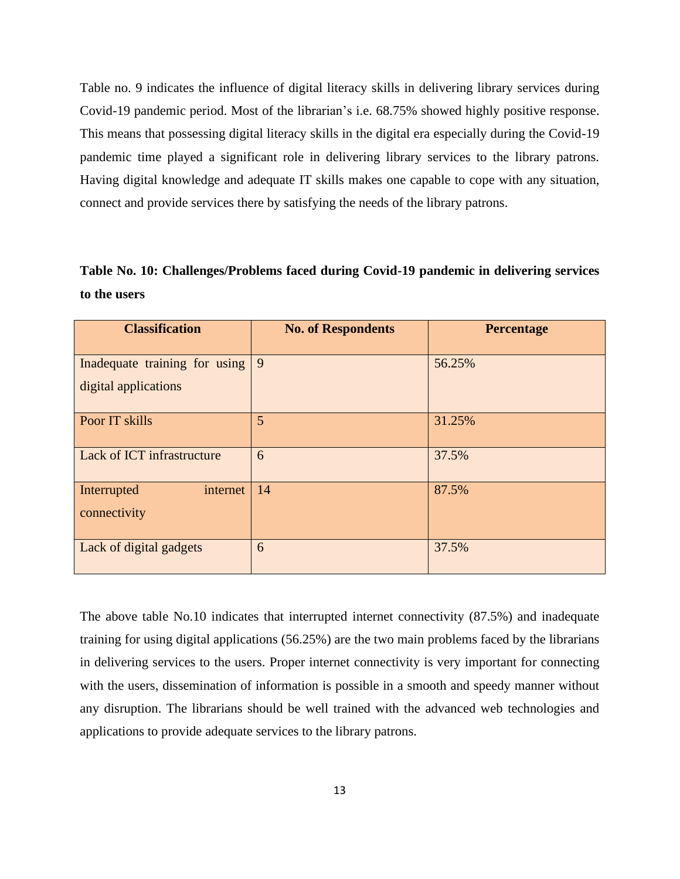Table no. 9 indicates the influence of digital literacy skills in delivering library services during Covid-19 pandemic period. Most of the librarian's i.e. 68.75% showed highly positive response. This means that possessing digital literacy skills in the digital era especially during the Covid-19 pandemic time played a significant role in delivering library services to the library patrons. Having digital knowledge and adequate IT skills makes one capable to cope with any situation, connect and provide services there by satisfying the needs of the library patrons.

**Table No. 10: Challenges/Problems faced during Covid-19 pandemic in delivering services to the users**

| Classification | No. of Respondents | Percentage |
|---|---|---|
| Inadequate training for using digital applications | 9 | 56.25% |
| Poor IT skills | 5 | 31.25% |
| Lack of ICT infrastructure | 6 | 37.5% |
| Interrupted internet connectivity | 14 | 87.5% |
| Lack of digital gadgets | 6 | 37.5% |

The above table No.10 indicates that interrupted internet connectivity (87.5%) and inadequate training for using digital applications (56.25%) are the two main problems faced by the librarians in delivering services to the users. Proper internet connectivity is very important for connecting with the users, dissemination of information is possible in a smooth and speedy manner without any disruption. The librarians should be well trained with the advanced web technologies and applications to provide adequate services to the library patrons.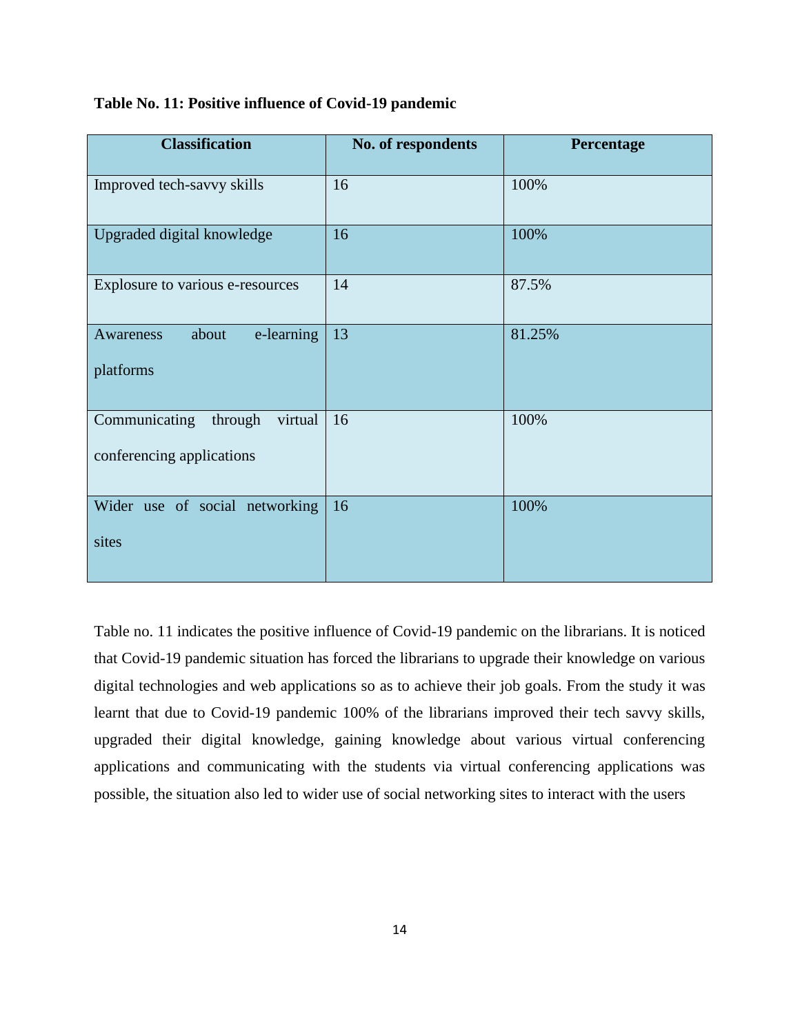**Table No. 11: Positive influence of Covid-19 pandemic**

| Classification | No. of respondents | Percentage |
|---|---|---|
| Improved tech-savvy skills | 16 | 100% |
| Upgraded digital knowledge | 16 | 100% |
| Explosure to various e-resources | 14 | 87.5% |
| Awareness about e-learning platforms | 13 | 81.25% |
| Communicating through virtual conferencing applications | 16 | 100% |
| Wider use of social networking sites | 16 | 100% |

Table no. 11 indicates the positive influence of Covid-19 pandemic on the librarians. It is noticed that Covid-19 pandemic situation has forced the librarians to upgrade their knowledge on various digital technologies and web applications so as to achieve their job goals. From the study it was learnt that due to Covid-19 pandemic 100% of the librarians improved their tech savvy skills, upgraded their digital knowledge, gaining knowledge about various virtual conferencing applications and communicating with the students via virtual conferencing applications was possible, the situation also led to wider use of social networking sites to interact with the users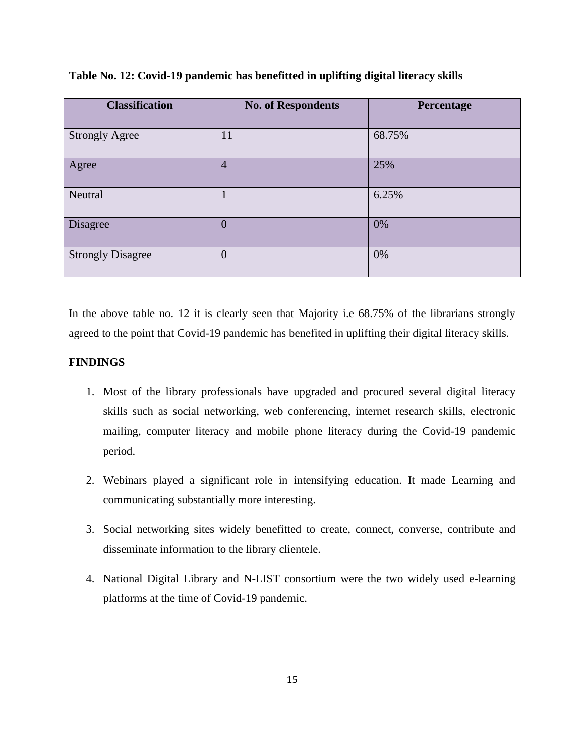**Table No. 12: Covid-19 pandemic has benefitted in uplifting digital literacy skills**

| Classification | No. of Respondents | Percentage |
| --- | --- | --- |
| Strongly Agree | 11 | 68.75% |
| Agree | 4 | 25% |
| Neutral | 1 | 6.25% |
| Disagree | 0 | 0% |
| Strongly Disagree | 0 | 0% |

In the above table no. 12 it is clearly seen that Majority i.e 68.75% of the librarians strongly agreed to the point that Covid-19 pandemic has benefited in uplifting their digital literacy skills.

**FINDINGS**

1. Most of the library professionals have upgraded and procured several digital literacy skills such as social networking, web conferencing, internet research skills, electronic mailing, computer literacy and mobile phone literacy during the Covid-19 pandemic period.

2. Webinars played a significant role in intensifying education. It made Learning and communicating substantially more interesting.

3. Social networking sites widely benefitted to create, connect, converse, contribute and disseminate information to the library clientele.

4. National Digital Library and N-LIST consortium were the two widely used e-learning platforms at the time of Covid-19 pandemic.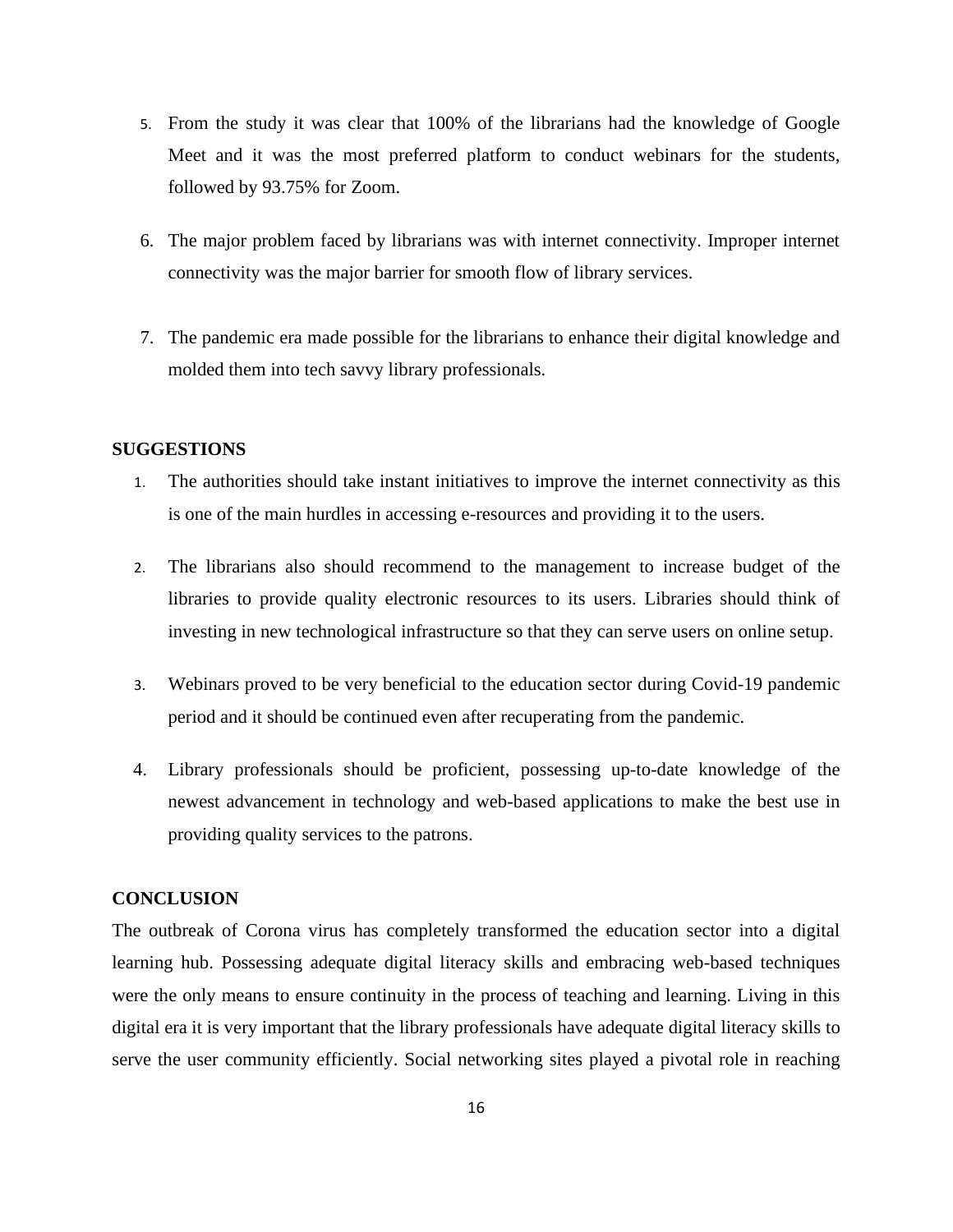5. From the study it was clear that 100% of the librarians had the knowledge of Google Meet and it was the most preferred platform to conduct webinars for the students, followed by 93.75% for Zoom.

6. The major problem faced by librarians was with internet connectivity. Improper internet connectivity was the major barrier for smooth flow of library services.

7. The pandemic era made possible for the librarians to enhance their digital knowledge and molded them into tech savvy library professionals.

## SUGGESTIONS

1. The authorities should take instant initiatives to improve the internet connectivity as this is one of the main hurdles in accessing e-resources and providing it to the users.

2. The librarians also should recommend to the management to increase budget of the libraries to provide quality electronic resources to its users. Libraries should think of investing in new technological infrastructure so that they can serve users on online setup.

3. Webinars proved to be very beneficial to the education sector during Covid-19 pandemic period and it should be continued even after recuperating from the pandemic.

4. Library professionals should be proficient, possessing up-to-date knowledge of the newest advancement in technology and web-based applications to make the best use in providing quality services to the patrons.

## CONCLUSION

The outbreak of Corona virus has completely transformed the education sector into a digital learning hub. Possessing adequate digital literacy skills and embracing web-based techniques were the only means to ensure continuity in the process of teaching and learning. Living in this digital era it is very important that the library professionals have adequate digital literacy skills to serve the user community efficiently. Social networking sites played a pivotal role in reaching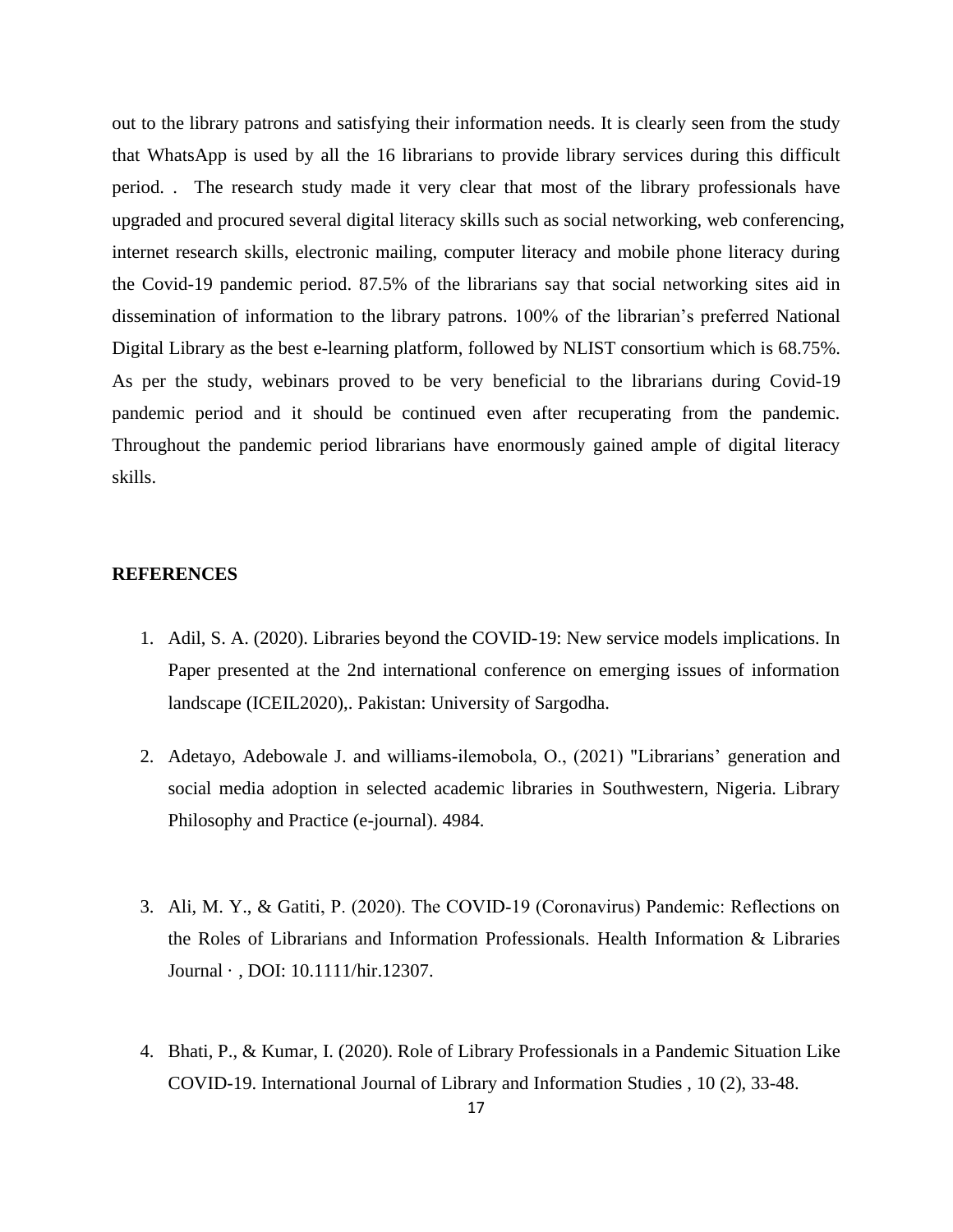out to the library patrons and satisfying their information needs. It is clearly seen from the study that WhatsApp is used by all the 16 librarians to provide library services during this difficult period. . The research study made it very clear that most of the library professionals have upgraded and procured several digital literacy skills such as social networking, web conferencing, internet research skills, electronic mailing, computer literacy and mobile phone literacy during the Covid-19 pandemic period. 87.5% of the librarians say that social networking sites aid in dissemination of information to the library patrons. 100% of the librarian's preferred National Digital Library as the best e-learning platform, followed by NLIST consortium which is 68.75%. As per the study, webinars proved to be very beneficial to the librarians during Covid-19 pandemic period and it should be continued even after recuperating from the pandemic. Throughout the pandemic period librarians have enormously gained ample of digital literacy skills.

## REFERENCES

1. Adil, S. A. (2020). Libraries beyond the COVID-19: New service models implications. In Paper presented at the 2nd international conference on emerging issues of information landscape (ICEIL2020),. Pakistan: University of Sargodha.

2. Adetayo, Adebowale J. and williams-ilemobola, O., (2021) "Librarians' generation and social media adoption in selected academic libraries in Southwestern, Nigeria. Library Philosophy and Practice (e-journal). 4984.

3. Ali, M. Y., & Gatiti, P. (2020). The COVID-19 (Coronavirus) Pandemic: Reflections on the Roles of Librarians and Information Professionals. Health Information & Libraries Journal · , DOI: 10.1111/hir.12307.

4. Bhati, P., & Kumar, I. (2020). Role of Library Professionals in a Pandemic Situation Like COVID-19. International Journal of Library and Information Studies , 10 (2), 33-48.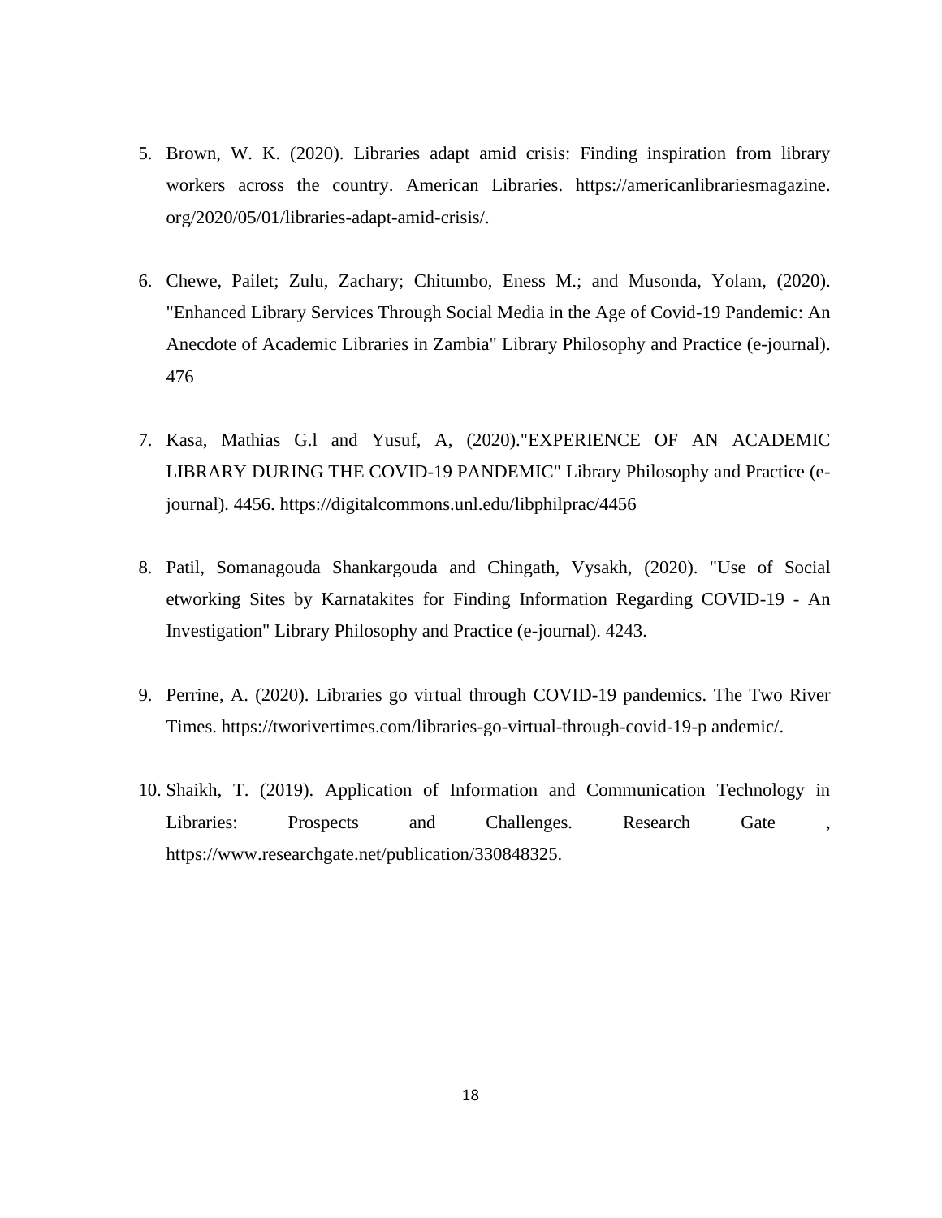5. Brown, W. K. (2020). Libraries adapt amid crisis: Finding inspiration from library workers across the country. American Libraries. https://americanlibrariesmagazine.org/2020/05/01/libraries-adapt-amid-crisis/.

6. Chewe, Pailet; Zulu, Zachary; Chitumbo, Eness M.; and Musonda, Yolam, (2020). "Enhanced Library Services Through Social Media in the Age of Covid-19 Pandemic: An Anecdote of Academic Libraries in Zambia" Library Philosophy and Practice (e-journal). 476

7. Kasa, Mathias G.l and Yusuf, A, (2020)."EXPERIENCE OF AN ACADEMIC LIBRARY DURING THE COVID-19 PANDEMIC" Library Philosophy and Practice (e-journal). 4456. https://digitalcommons.unl.edu/libphilprac/4456

8. Patil, Somanagouda Shankargouda and Chingath, Vysakh, (2020). "Use of Social etworking Sites by Karnatakites for Finding Information Regarding COVID-19 - An Investigation" Library Philosophy and Practice (e-journal). 4243.

9. Perrine, A. (2020). Libraries go virtual through COVID-19 pandemics. The Two River Times. https://tworivertimes.com/libraries-go-virtual-through-covid-19-p andemic/.

10. Shaikh, T. (2019). Application of Information and Communication Technology in Libraries: Prospects and Challenges. Research Gate , https://www.researchgate.net/publication/330848325.